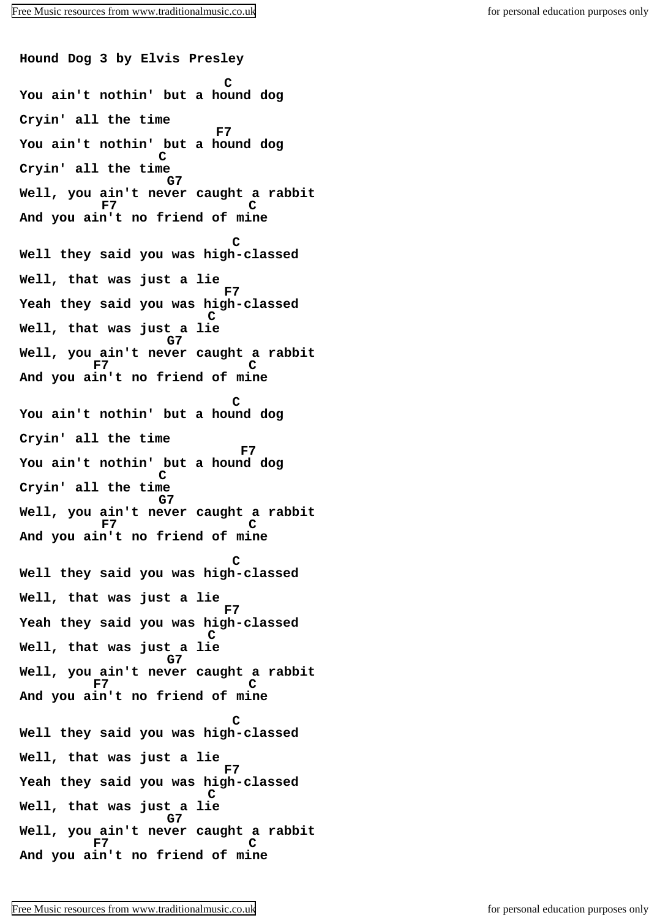**Hound Dog 3 by Elvis Presley**

```
                             C
You ain't nothin' but a hound dog

Cryin' all the time
                         F7
You ain't nothin' but a hound dog
                  C
Cryin' all the time
                   G7
Well, you ain't never caught a rabbit
           F7              C
And you ain't no friend of mine

                              C
Well they said you was high-classed

Well, that was just a lie
                              F7
Yeah they said you was high-classed
                         C
Well, that was just a lie
                   G7
Well, you ain't never caught a rabbit
         F7                C
And you ain't no friend of mine

                              C
You ain't nothin' but a hound dog

Cryin' all the time
                               F7
You ain't nothin' but a hound dog
                  C
Cryin' all the time
                  G7
Well, you ain't never caught a rabbit
           F7              C
And you ain't no friend of mine

                              C
Well they said you was high-classed

Well, that was just a lie
                              F7
Yeah they said you was high-classed
                         C
Well, that was just a lie
                   G7
Well, you ain't never caught a rabbit
         F7                C
And you ain't no friend of mine

                              C
Well they said you was high-classed

Well, that was just a lie
                              F7
Yeah they said you was high-classed
                         C
Well, that was just a lie
                   G7
Well, you ain't never caught a rabbit
          F7               C
And you ain't no friend of mine
```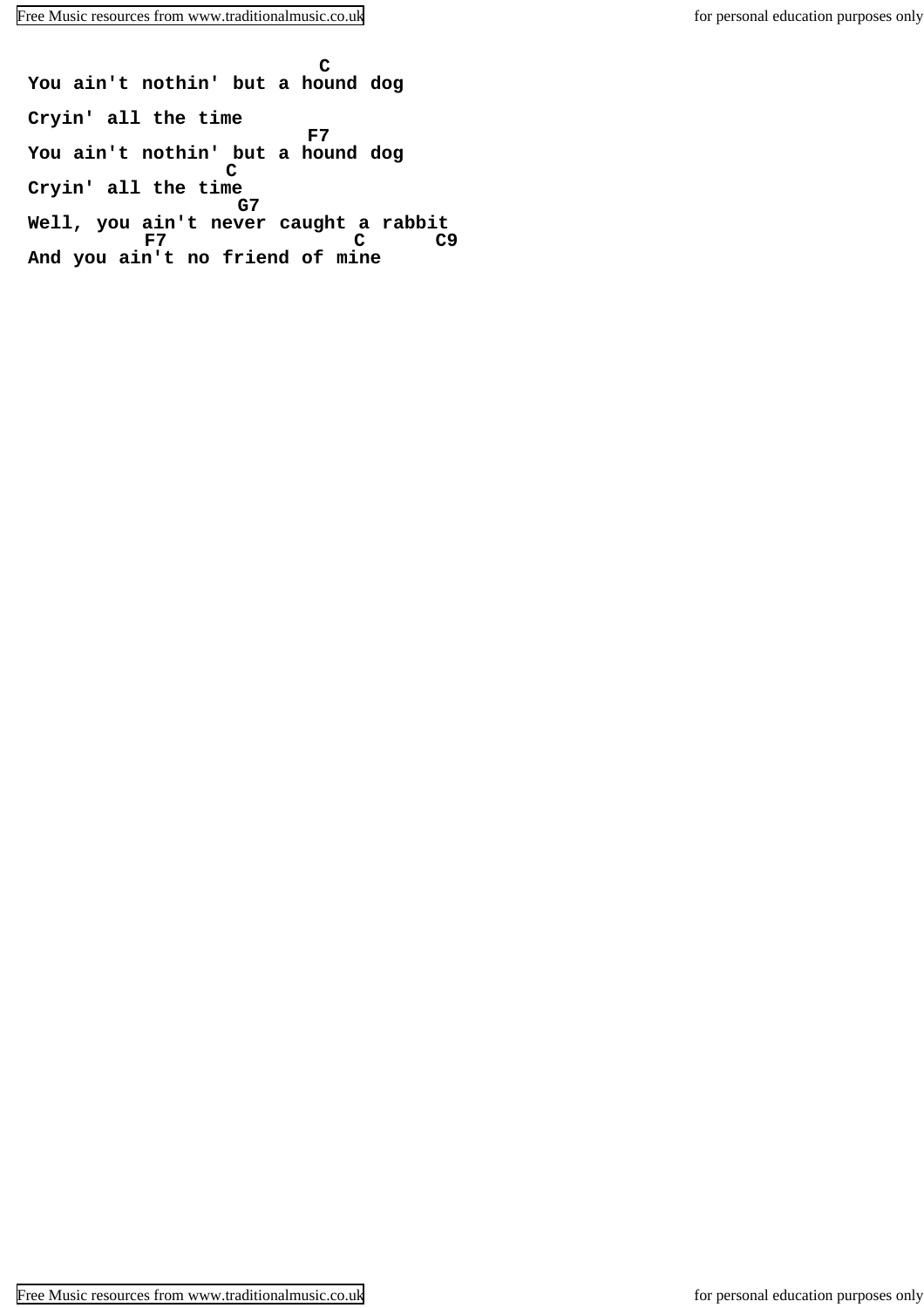```
                          C
You ain't nothin' but a hound dog

Cryin' all the time
                         F7
You ain't nothin' but a hound dog
                  C
Cryin' all the time
                    G7
Well, you ain't never caught a rabbit
          F7                 C      C9
And you ain't no friend of mine
```